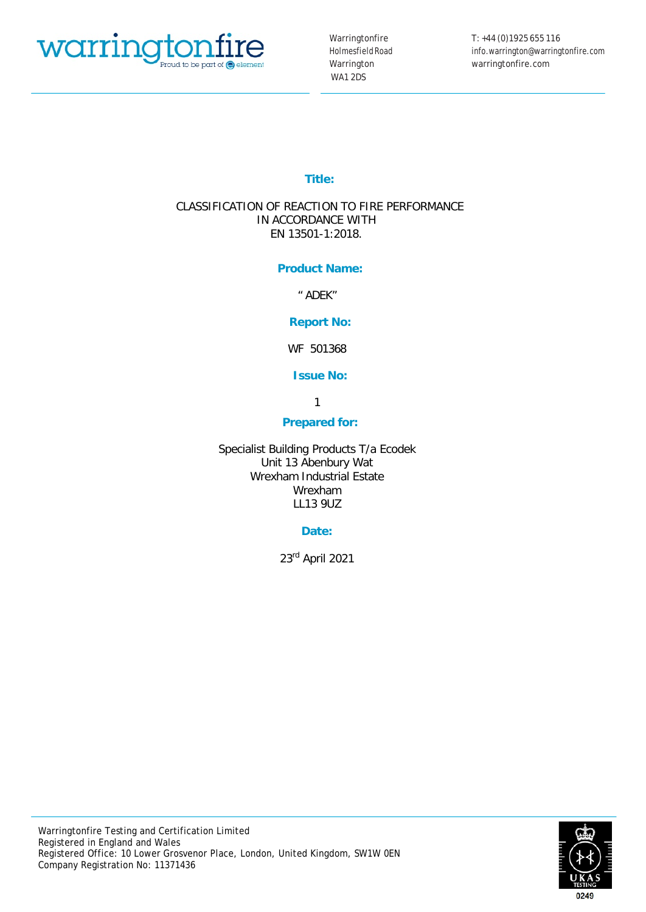warringtonfire
Proud to be part of element

Warringtonfire
Holmesfield Road
Warrington
WA1 2DS

T: +44 (0)1925 655 116
info.warrington@warringtonfire.com
warringtonfire.com

**Title:**

CLASSIFICATION OF REACTION TO FIRE PERFORMANCE
IN ACCORDANCE WITH
EN 13501-1:2018.

**Product Name:**

" ADEK"

**Report No:**

WF 501368

**Issue No:**

1

**Prepared for:**

Specialist Building Products T/a Ecodek
Unit 13 Abenbury Wat
Wrexham Industrial Estate
Wrexham
LL13 9UZ

**Date:**

23rd April 2021

Warringtonfire Testing and Certification Limited
Registered in England and Wales
Registered Office: 10 Lower Grosvenor Place, London, United Kingdom, SW1W 0EN
Company Registration No: 11371436

UKAS TESTING
0249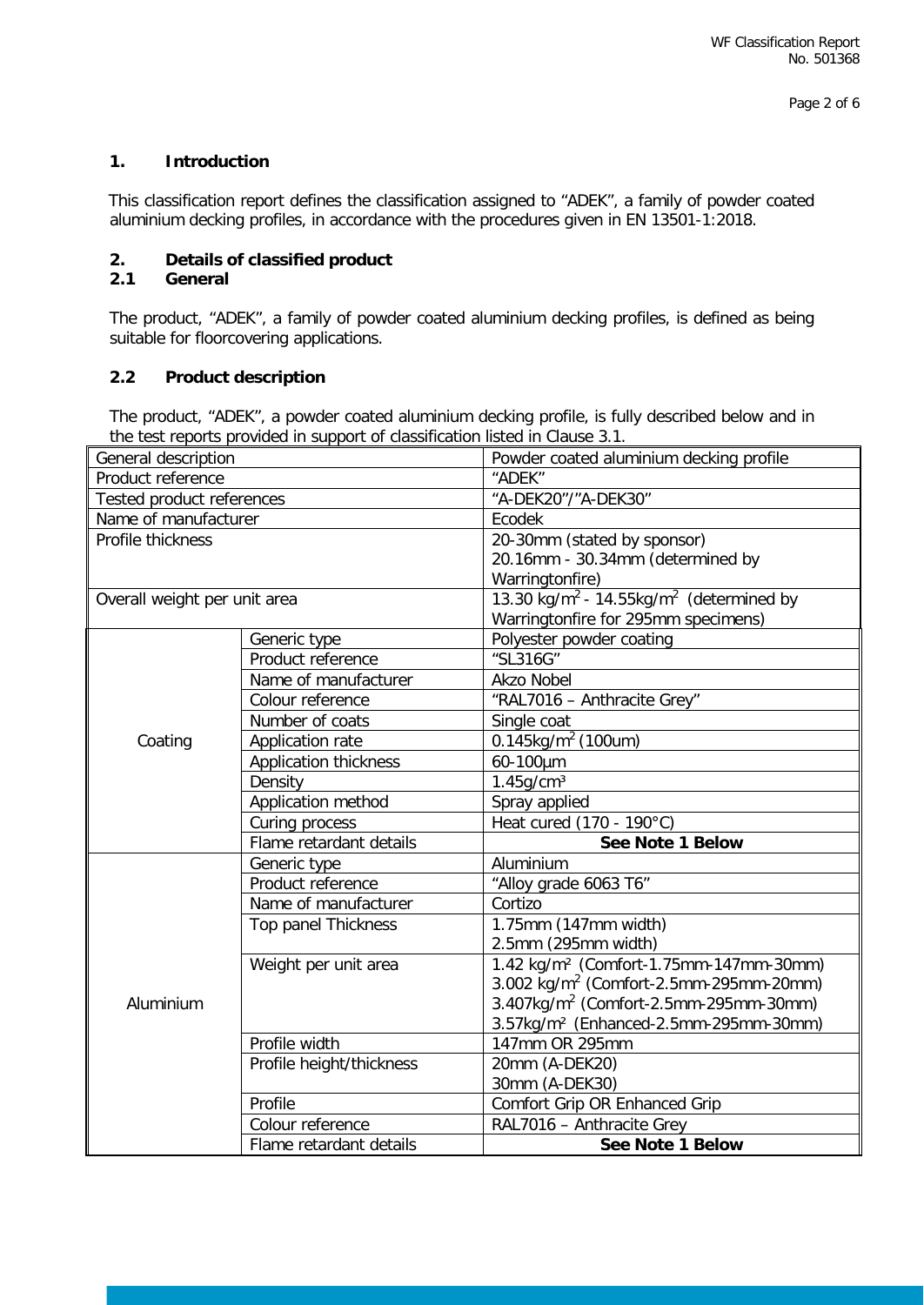## 1. Introduction

This classification report defines the classification assigned to "ADEK", a family of powder coated aluminium decking profiles, in accordance with the procedures given in EN 13501-1:2018.

## 2. Details of classified product

### 2.1 General

The product, "ADEK", a family of powder coated aluminium decking profiles, is defined as being suitable for floorcovering applications.

### 2.2 Product description

The product, "ADEK", a powder coated aluminium decking profile, is fully described below and in the test reports provided in support of classification listed in Clause 3.1.

| General description | | Powder coated aluminium decking profile |
|---|---|---|
| Product reference | | "ADEK" |
| Tested product references | | "A-DEK20"/"A-DEK30" |
| Name of manufacturer | | Ecodek |
| Profile thickness | | 20-30mm (stated by sponsor)<br>20.16mm - 30.34mm (determined by Warringtonfire) |
| Overall weight per unit area | | 13.30 kg/m² - 14.55kg/m² (determined by Warringtonfire for 295mm specimens) |
| Coating | Generic type | Polyester powder coating |
| | Product reference | "SL316G" |
| | Name of manufacturer | Akzo Nobel |
| | Colour reference | "RAL7016 – Anthracite Grey" |
| | Number of coats | Single coat |
| | Application rate | 0.145kg/m² (100um) |
| | Application thickness | 60-100µm |
| | Density | 1.45g/cm³ |
| | Application method | Spray applied |
| | Curing process | Heat cured (170 - 190°C) |
| | Flame retardant details | **See Note 1 Below** |
| Aluminium | Generic type | Aluminium |
| | Product reference | "Alloy grade 6063 T6" |
| | Name of manufacturer | Cortizo |
| | Top panel Thickness | 1.75mm (147mm width)<br>2.5mm (295mm width) |
| | Weight per unit area | 1.42 kg/m² (Comfort-1.75mm-147mm-30mm)<br>3.002 kg/m² (Comfort-2.5mm-295mm-20mm)<br>3.407kg/m² (Comfort-2.5mm-295mm-30mm)<br>3.57kg/m² (Enhanced-2.5mm-295mm-30mm) |
| | Profile width | 147mm OR 295mm |
| | Profile height/thickness | 20mm (A-DEK20)<br>30mm (A-DEK30) |
| | Profile | Comfort Grip OR Enhanced Grip |
| | Colour reference | RAL7016 – Anthracite Grey |
| | Flame retardant details | **See Note 1 Below** |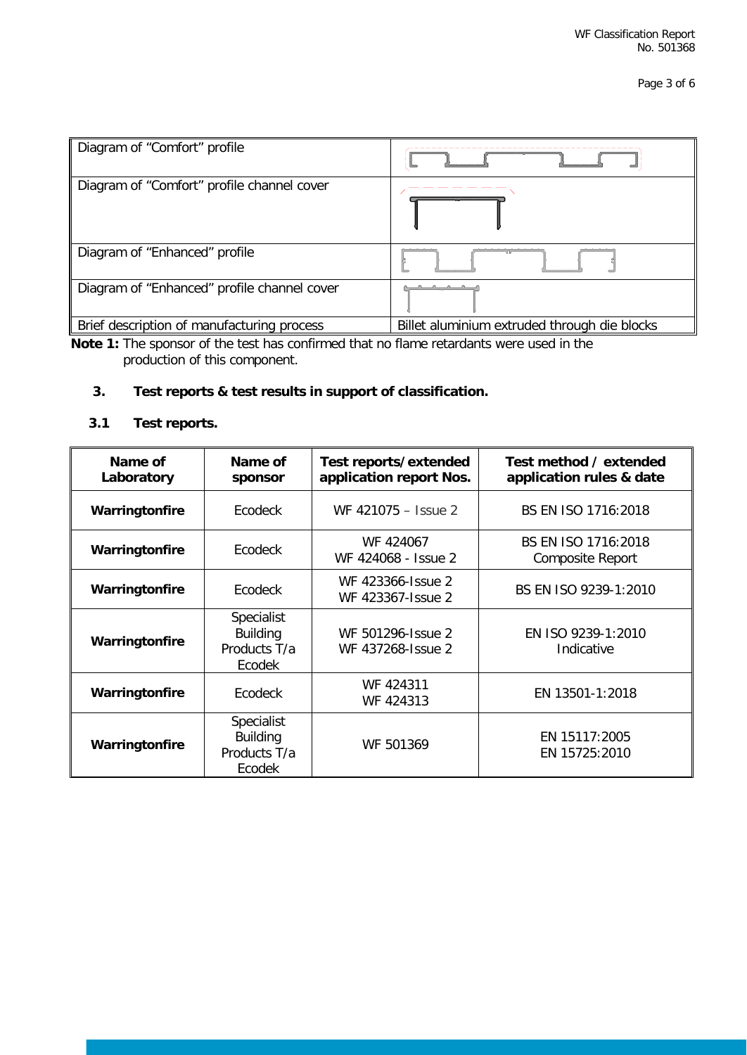| Diagram of "Comfort" profile | |
| --- | --- |
| Diagram of "Comfort" profile channel cover | |
| Diagram of "Enhanced" profile | |
| Diagram of "Enhanced" profile channel cover | |
| Brief description of manufacturing process | Billet aluminium extruded through die blocks |

**Note 1:** The sponsor of the test has confirmed that no flame retardants were used in the production of this component.

## 3. Test reports & test results in support of classification.

### 3.1 Test reports.

| Name of Laboratory | Name of sponsor | Test reports/extended application report Nos. | Test method / extended application rules & date |
| --- | --- | --- | --- |
| **Warringtonfire** | Ecodeck | WF 421075 – Issue 2 | BS EN ISO 1716:2018 |
| **Warringtonfire** | Ecodeck | WF 424067<br>WF 424068 - Issue 2 | BS EN ISO 1716:2018<br>Composite Report |
| **Warringtonfire** | Ecodeck | WF 423366-Issue 2<br>WF 423367-Issue 2 | BS EN ISO 9239-1:2010 |
| **Warringtonfire** | Specialist Building Products T/a Ecodek | WF 501296-Issue 2<br>WF 437268-Issue 2 | EN ISO 9239-1:2010<br>Indicative |
| **Warringtonfire** | Ecodeck | WF 424311<br>WF 424313 | EN 13501-1:2018 |
| **Warringtonfire** | Specialist Building Products T/a Ecodek | WF 501369 | EN 15117:2005<br>EN 15725:2010 |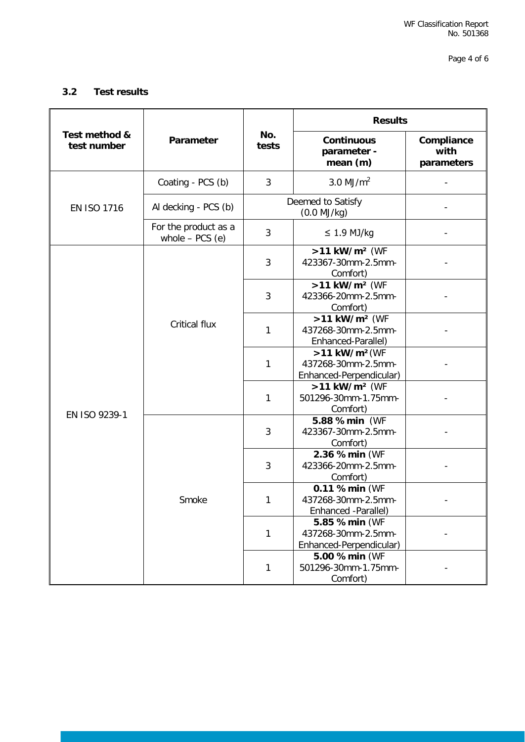## 3.2 Test results

| Test method & test number | Parameter | No. tests | Results | |
|---|---|---|---|---|
| | | | **Continuous parameter - mean (m)** | **Compliance with parameters** |
| EN ISO 1716 | Coating - PCS (b) | 3 | 3.0 MJ/m$^2$ | - |
| | Al decking - PCS (b) | Deemed to Satisfy (0.0 MJ/kg) | | - |
| | For the product as a whole – PCS (e) | 3 | ≤ 1.9 MJ/kg | - |
| EN ISO 9239-1 | Critical flux | 3 | **>11 kW/m²** (WF 423367-30mm-2.5mm-Comfort) | - |
| | | 3 | **>11 kW/m²** (WF 423366-20mm-2.5mm-Comfort) | - |
| | | 1 | **>11 kW/m²** (WF 437268-30mm-2.5mm-Enhanced-Parallel) | - |
| | | 1 | **>11 kW/m²** (WF 437268-30mm-2.5mm-Enhanced-Perpendicular) | - |
| | | 1 | **>11 kW/m²** (WF 501296-30mm-1.75mm-Comfort) | - |
| | Smoke | 3 | **5.88 % min** (WF 423367-30mm-2.5mm-Comfort) | - |
| | | 3 | **2.36 % min** (WF 423366-20mm-2.5mm-Comfort) | - |
| | | 1 | **0.11 % min** (WF 437268-30mm-2.5mm-Enhanced -Parallel) | - |
| | | 1 | **5.85 % min** (WF 437268-30mm-2.5mm-Enhanced-Perpendicular) | - |
| | | 1 | **5.00 % min** (WF 501296-30mm-1.75mm-Comfort) | - |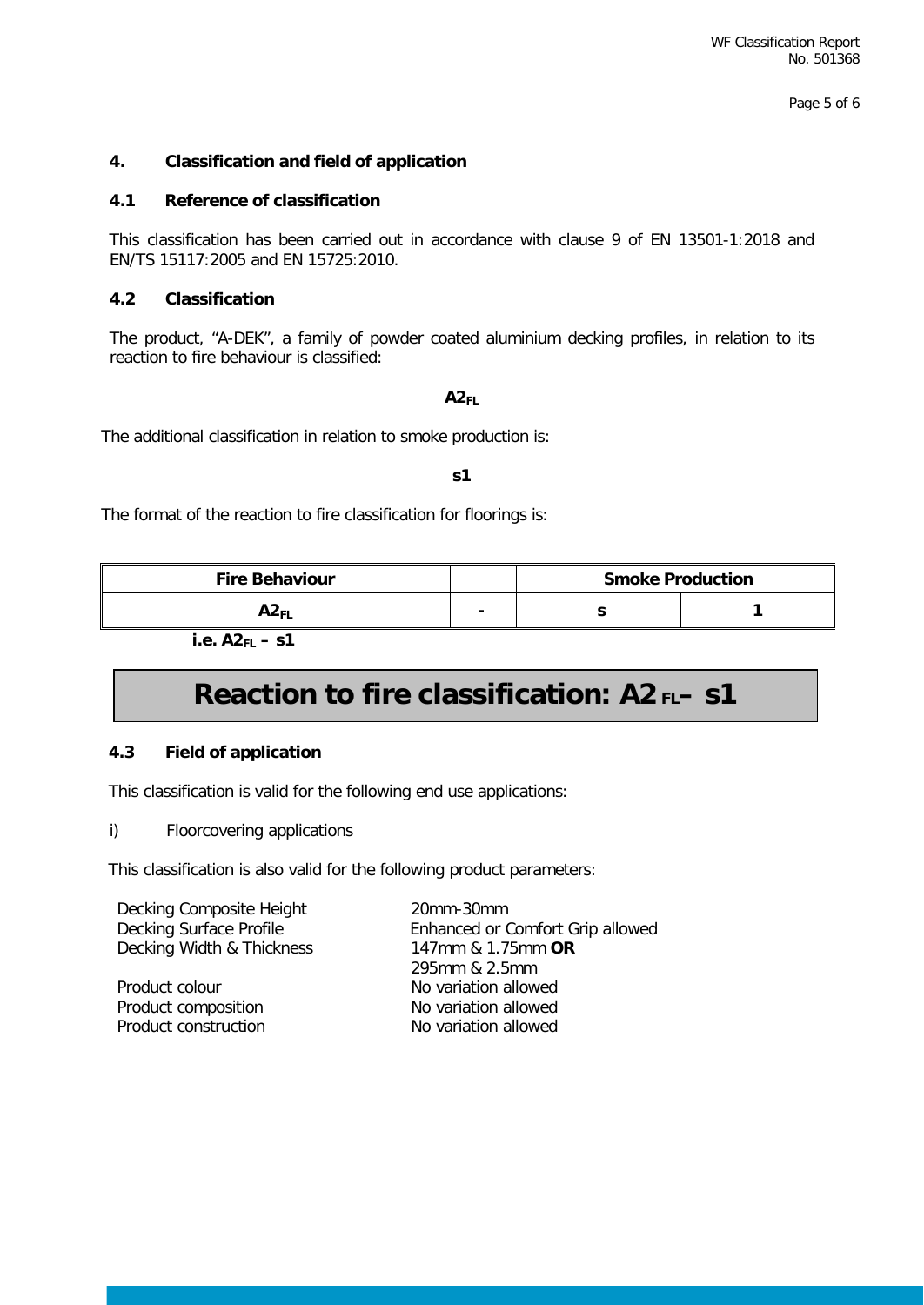## 4. Classification and field of application

### 4.1 Reference of classification

This classification has been carried out in accordance with clause 9 of EN 13501-1:2018 and EN/TS 15117:2005 and EN 15725:2010.

### 4.2 Classification

The product, “A-DEK”, a family of powder coated aluminium decking profiles, in relation to its reaction to fire behaviour is classified:

**$A2_{FL}$**

The additional classification in relation to smoke production is:

**s1**

The format of the reaction to fire classification for floorings is:

| Fire Behaviour | | Smoke Production | |
|---|---|---|---|
| $A2_{FL}$ | - | s | 1 |

**i.e. $A2_{FL}$ – s1**

**Reaction to fire classification: $A2_{FL}$– s1**

### 4.3 Field of application

This classification is valid for the following end use applications:

i) Floorcovering applications

This classification is also valid for the following product parameters:

| | |
|---|---|
| Decking Composite Height | 20mm-30mm |
| Decking Surface Profile | Enhanced or Comfort Grip allowed |
| Decking Width & Thickness | 147mm & 1.75mm **OR** 295mm & 2.5mm |
| Product colour | No variation allowed |
| Product composition | No variation allowed |
| Product construction | No variation allowed |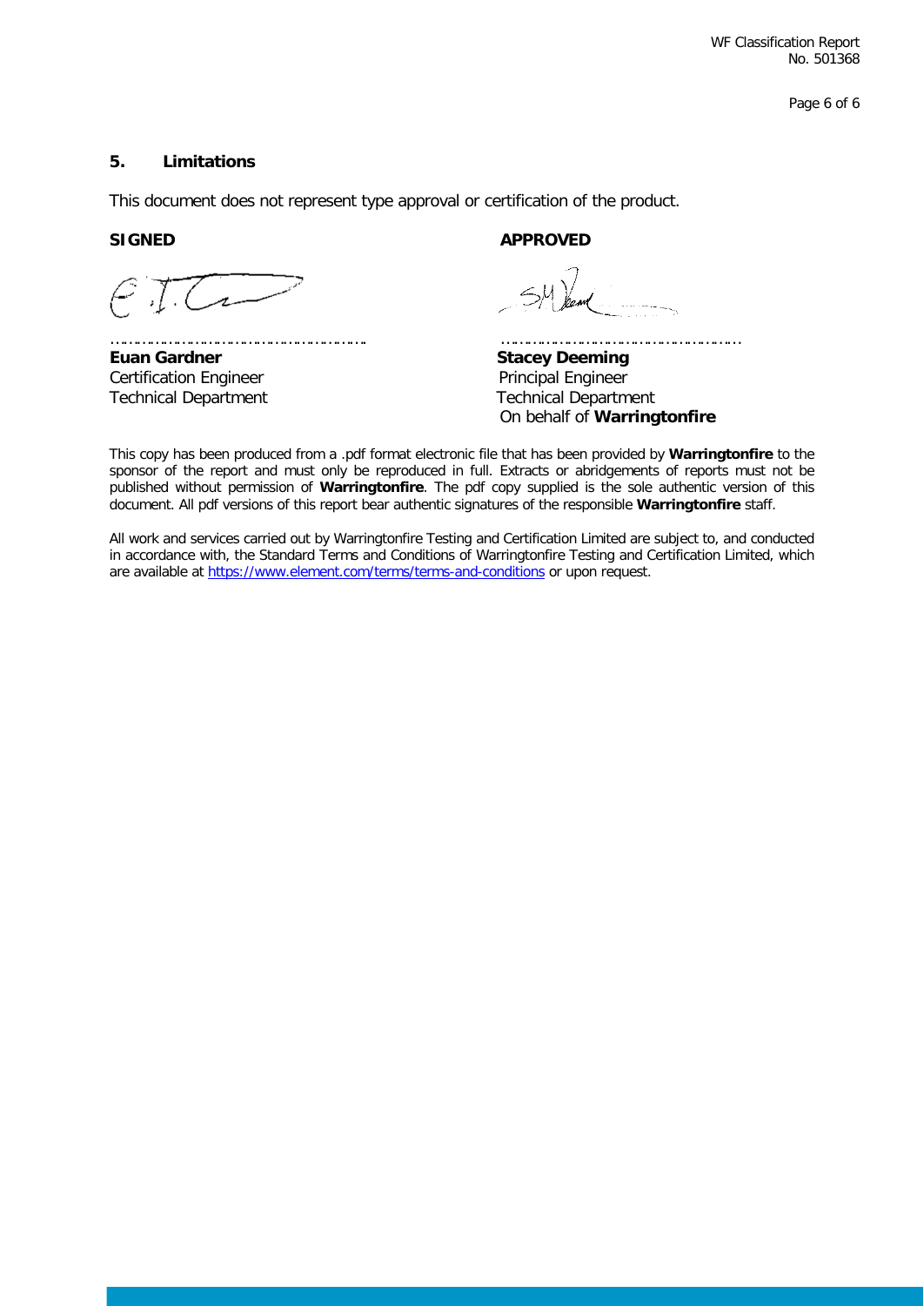## 5. Limitations

This document does not represent type approval or certification of the product.

**SIGNED**

……………………………………………

**Euan Gardner**
Certification Engineer
Technical Department

**APPROVED**

……………………………………………

**Stacey Deeming**
Principal Engineer
Technical Department
On behalf of **Warringtonfire**

This copy has been produced from a .pdf format electronic file that has been provided by **Warringtonfire** to the sponsor of the report and must only be reproduced in full. Extracts or abridgements of reports must not be published without permission of **Warringtonfire**. The pdf copy supplied is the sole authentic version of this document. All pdf versions of this report bear authentic signatures of the responsible **Warringtonfire** staff.

All work and services carried out by Warringtonfire Testing and Certification Limited are subject to, and conducted in accordance with, the Standard Terms and Conditions of Warringtonfire Testing and Certification Limited, which are available at https://www.element.com/terms/terms-and-conditions or upon request.